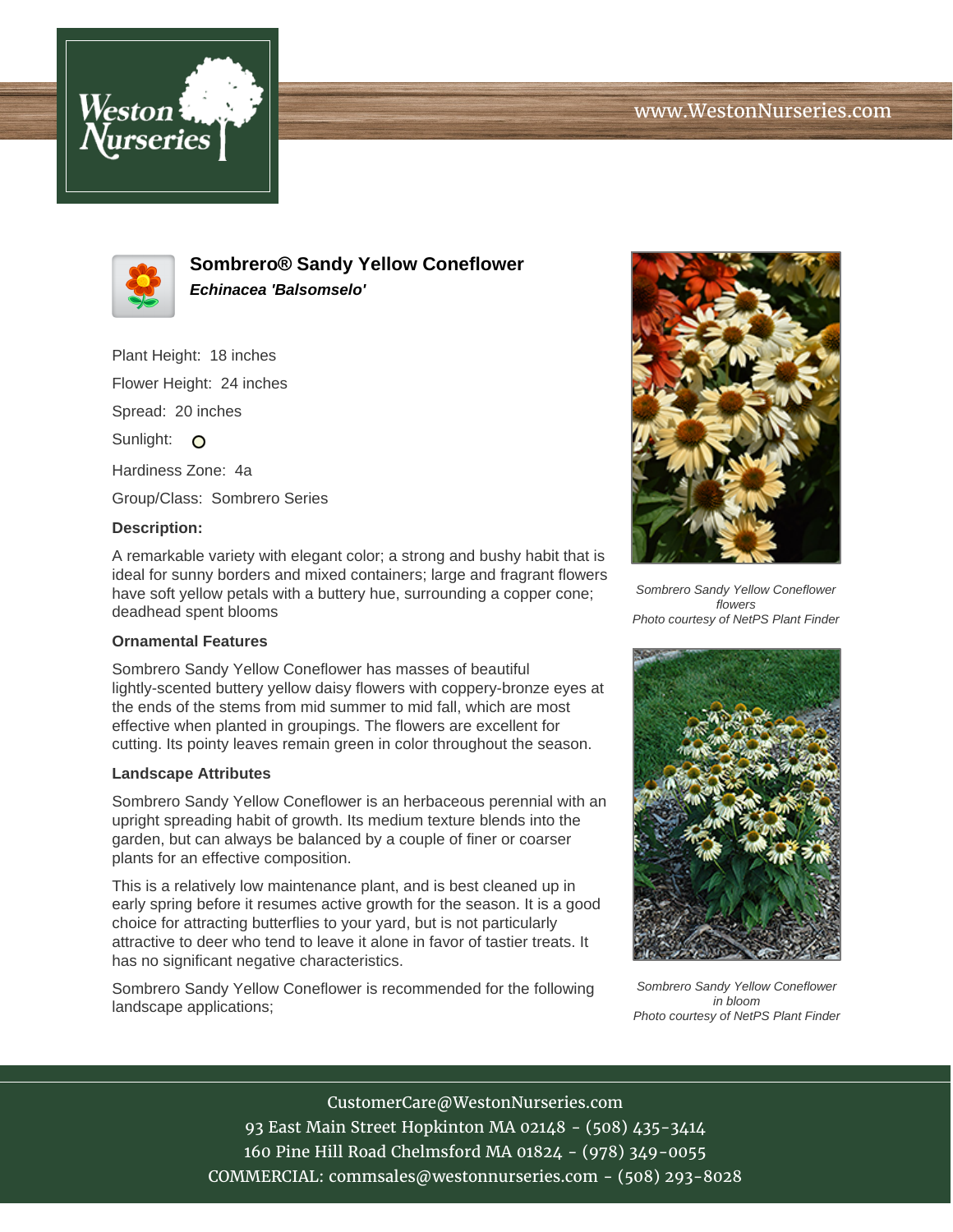# Sombrero® Sandy Yellow Coneflower

***Echinacea 'Balsomselo'***

Plant Height: 18 inches

Flower Height: 24 inches

Spread: 20 inches

Sunlight:

Hardiness Zone: 4a

Group/Class: Sombrero Series

**Description:**

A remarkable variety with elegant color; a strong and bushy habit that is ideal for sunny borders and mixed containers; large and fragrant flowers have soft yellow petals with a buttery hue, surrounding a copper cone; deadhead spent blooms

**Ornamental Features**

Sombrero Sandy Yellow Coneflower has masses of beautiful lightly-scented buttery yellow daisy flowers with coppery-bronze eyes at the ends of the stems from mid summer to mid fall, which are most effective when planted in groupings. The flowers are excellent for cutting. Its pointy leaves remain green in color throughout the season.

**Landscape Attributes**

Sombrero Sandy Yellow Coneflower is an herbaceous perennial with an upright spreading habit of growth. Its medium texture blends into the garden, but can always be balanced by a couple of finer or coarser plants for an effective composition.

This is a relatively low maintenance plant, and is best cleaned up in early spring before it resumes active growth for the season. It is a good choice for attracting butterflies to your yard, but is not particularly attractive to deer who tend to leave it alone in favor of tastier treats. It has no significant negative characteristics.

Sombrero Sandy Yellow Coneflower is recommended for the following landscape applications;

*Sombrero Sandy Yellow Coneflower flowers*
*Photo courtesy of NetPS Plant Finder*

*Sombrero Sandy Yellow Coneflower in bloom*
*Photo courtesy of NetPS Plant Finder*

CustomerCare@WestonNurseries.com
93 East Main Street Hopkinton MA 02148 - (508) 435-3414
160 Pine Hill Road Chelmsford MA 01824 - (978) 349-0055
COMMERCIAL: commsales@westonnurseries.com - (508) 293-8028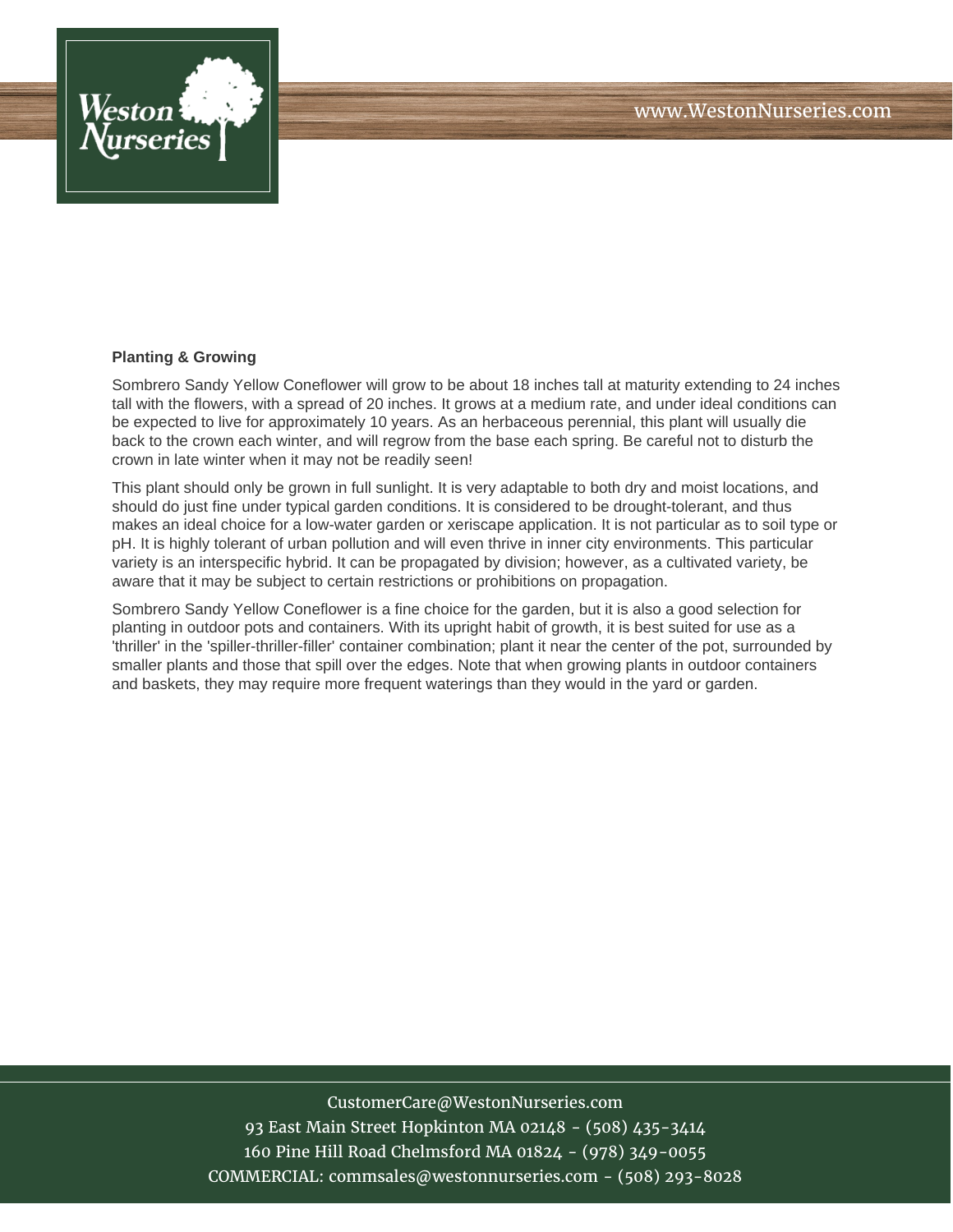**Planting & Growing**

Sombrero Sandy Yellow Coneflower will grow to be about 18 inches tall at maturity extending to 24 inches tall with the flowers, with a spread of 20 inches. It grows at a medium rate, and under ideal conditions can be expected to live for approximately 10 years. As an herbaceous perennial, this plant will usually die back to the crown each winter, and will regrow from the base each spring. Be careful not to disturb the crown in late winter when it may not be readily seen!

This plant should only be grown in full sunlight. It is very adaptable to both dry and moist locations, and should do just fine under typical garden conditions. It is considered to be drought-tolerant, and thus makes an ideal choice for a low-water garden or xeriscape application. It is not particular as to soil type or pH. It is highly tolerant of urban pollution and will even thrive in inner city environments. This particular variety is an interspecific hybrid. It can be propagated by division; however, as a cultivated variety, be aware that it may be subject to certain restrictions or prohibitions on propagation.

Sombrero Sandy Yellow Coneflower is a fine choice for the garden, but it is also a good selection for planting in outdoor pots and containers. With its upright habit of growth, it is best suited for use as a 'thriller' in the 'spiller-thriller-filler' container combination; plant it near the center of the pot, surrounded by smaller plants and those that spill over the edges. Note that when growing plants in outdoor containers and baskets, they may require more frequent waterings than they would in the yard or garden.